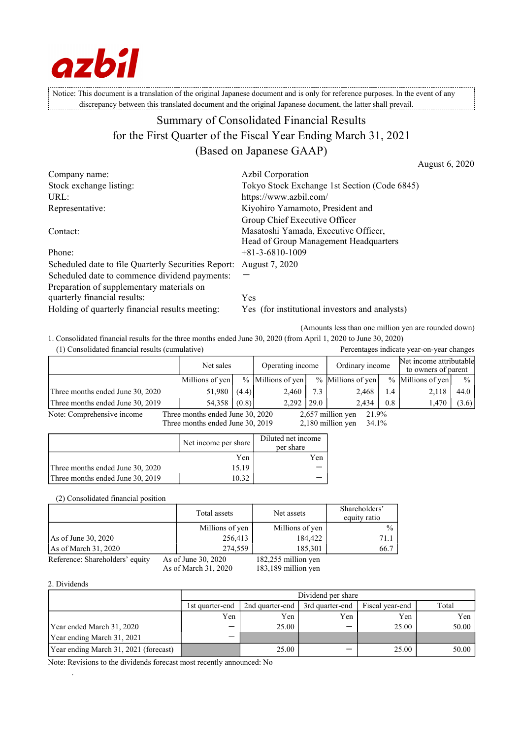azbil

Notice: This document is a translation of the original Japanese document and is only for reference purposes. In the event of any discrepancy between this translated document and the original Japanese document, the latter shall prevail.

# Summary of Consolidated Financial Results for the First Quarter of the Fiscal Year Ending March 31, 2021 (Based on Japanese GAAP)

August 6, 2020

| | |
|---|---|
| Company name: | Azbil Corporation |
| Stock exchange listing: | Tokyo Stock Exchange 1st Section (Code 6845) |
| URL: | https://www.azbil.com/ |
| Representative: | Kiyohiro Yamamoto, President and Group Chief Executive Officer |
| Contact: | Masatoshi Yamada, Executive Officer, Head of Group Management Headquarters |
| Phone: | +81-3-6810-1009 |
| Scheduled date to file Quarterly Securities Report: | August 7, 2020 |
| Scheduled date to commence dividend payments: | — |
| Preparation of supplementary materials on quarterly financial results: | Yes |
| Holding of quarterly financial results meeting: | Yes (for institutional investors and analysts) |

(Amounts less than one million yen are rounded down)

1. Consolidated financial results for the three months ended June 30, 2020 (from April 1, 2020 to June 30, 2020)

(1) Consolidated financial results (cumulative)

Percentages indicate year-on-year changes

| | Net sales | | Operating income | | Ordinary income | | Net income attributable to owners of parent | |
|---|---|---|---|---|---|---|---|---|
| | Millions of yen | % | Millions of yen | % | Millions of yen | % | Millions of yen | % |
| Three months ended June 30, 2020 | 51,980 | (4.4) | 2,460 | 7.3 | 2,468 | 1.4 | 2,118 | 44.0 |
| Three months ended June 30, 2019 | 54,358 | (0.8) | 2,292 | 29.0 | 2,434 | 0.8 | 1,470 | (3.6) |

Note: Comprehensive income
Three months ended June 30, 2020: 2,657 million yen 21.9%
Three months ended June 30, 2019: 2,180 million yen 34.1%

| | Net income per share | Diluted net income per share |
|---|---|---|
| | Yen | Yen |
| Three months ended June 30, 2020 | 15.19 | — |
| Three months ended June 30, 2019 | 10.32 | — |

(2) Consolidated financial position

| | Total assets | Net assets | Shareholders' equity ratio |
|---|---|---|---|
| | Millions of yen | Millions of yen | % |
| As of June 30, 2020 | 256,413 | 184,422 | 71.1 |
| As of March 31, 2020 | 274,559 | 185,301 | 66.7 |

Reference: Shareholders' equity
As of June 30, 2020: 182,255 million yen
As of March 31, 2020: 183,189 million yen

2. Dividends

| | Dividend per share | | | | |
|---|---|---|---|---|---|
| | 1st quarter-end | 2nd quarter-end | 3rd quarter-end | Fiscal year-end | Total |
| | Yen | Yen | Yen | Yen | Yen |
| Year ended March 31, 2020 | — | 25.00 | — | 25.00 | 50.00 |
| Year ending March 31, 2021 | — | | | | |
| Year ending March 31, 2021 (forecast) | | 25.00 | — | 25.00 | 50.00 |

Note: Revisions to the dividends forecast most recently announced: No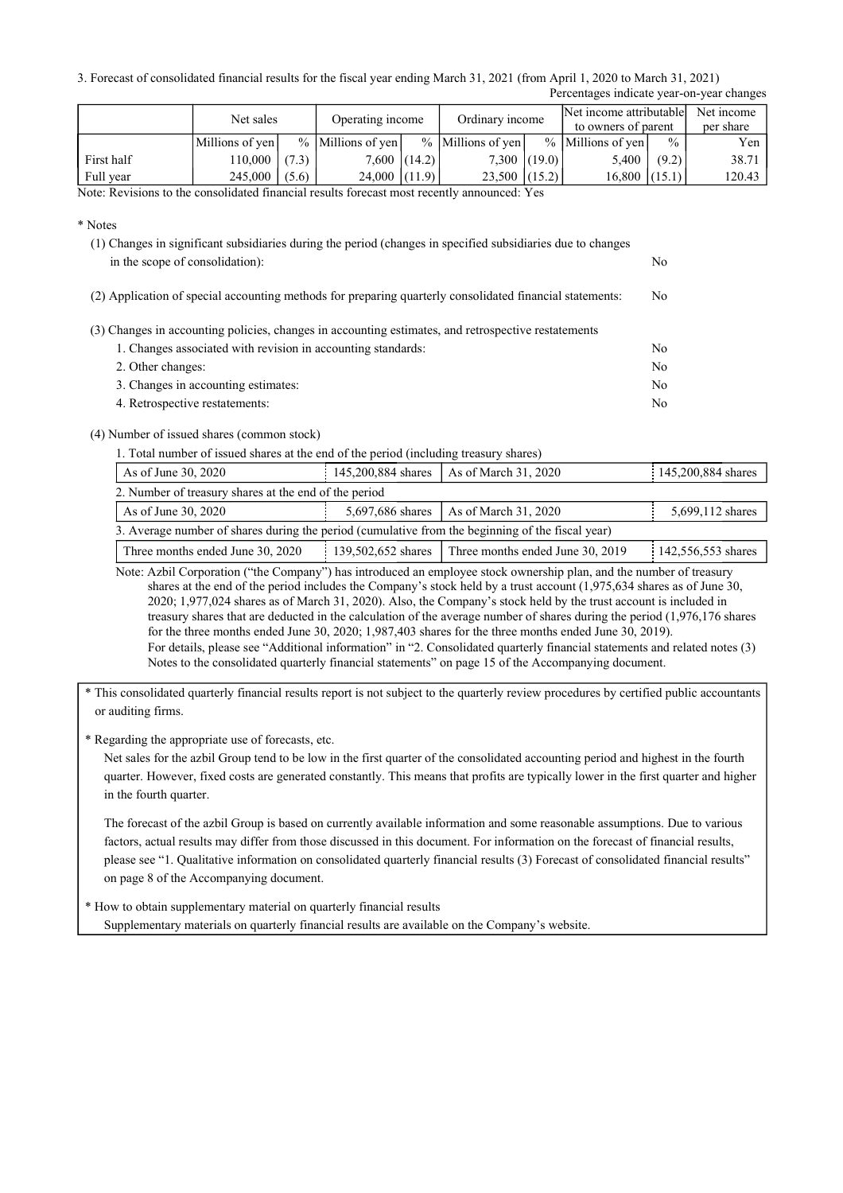3. Forecast of consolidated financial results for the fiscal year ending March 31, 2021 (from April 1, 2020 to March 31, 2021)

Percentages indicate year-on-year changes

| | Net sales | | Operating income | | Ordinary income | | Net income attributable to owners of parent | | Net income per share |
|---|---|---|---|---|---|---|---|---|---|
| | Millions of yen | % | Millions of yen | % | Millions of yen | % | Millions of yen | % | Yen |
| First half | 110,000 | (7.3) | 7,600 | (14.2) | 7,300 | (19.0) | 5,400 | (9.2) | 38.71 |
| Full year | 245,000 | (5.6) | 24,000 | (11.9) | 23,500 | (15.2) | 16,800 | (15.1) | 120.43 |

Note: Revisions to the consolidated financial results forecast most recently announced: Yes

\* Notes

(1) Changes in significant subsidiaries during the period (changes in specified subsidiaries due to changes in the scope of consolidation): No

(2) Application of special accounting methods for preparing quarterly consolidated financial statements: No

(3) Changes in accounting policies, changes in accounting estimates, and retrospective restatements

1. Changes associated with revision in accounting standards: No
2. Other changes: No
3. Changes in accounting estimates: No
4. Retrospective restatements: No

(4) Number of issued shares (common stock)

1. Total number of issued shares at the end of the period (including treasury shares)

| As of June 30, 2020 | 145,200,884 shares | As of March 31, 2020 | 145,200,884 shares |
|---|---|---|---|

2. Number of treasury shares at the end of the period

| As of June 30, 2020 | 5,697,686 shares | As of March 31, 2020 | 5,699,112 shares |
|---|---|---|---|

3. Average number of shares during the period (cumulative from the beginning of the fiscal year)

| Three months ended June 30, 2020 | 139,502,652 shares | Three months ended June 30, 2019 | 142,556,553 shares |
|---|---|---|---|

Note: Azbil Corporation ("the Company") has introduced an employee stock ownership plan, and the number of treasury shares at the end of the period includes the Company's stock held by a trust account (1,975,634 shares as of June 30, 2020; 1,977,024 shares as of March 31, 2020). Also, the Company's stock held by the trust account is included in treasury shares that are deducted in the calculation of the average number of shares during the period (1,976,176 shares for the three months ended June 30, 2020; 1,987,403 shares for the three months ended June 30, 2019).
For details, please see "Additional information" in "2. Consolidated quarterly financial statements and related notes (3) Notes to the consolidated quarterly financial statements" on page 15 of the Accompanying document.

\* This consolidated quarterly financial results report is not subject to the quarterly review procedures by certified public accountants or auditing firms.

\* Regarding the appropriate use of forecasts, etc.

Net sales for the azbil Group tend to be low in the first quarter of the consolidated accounting period and highest in the fourth quarter. However, fixed costs are generated constantly. This means that profits are typically lower in the first quarter and higher in the fourth quarter.

The forecast of the azbil Group is based on currently available information and some reasonable assumptions. Due to various factors, actual results may differ from those discussed in this document. For information on the forecast of financial results, please see "1. Qualitative information on consolidated quarterly financial results (3) Forecast of consolidated financial results" on page 8 of the Accompanying document.

\* How to obtain supplementary material on quarterly financial results

Supplementary materials on quarterly financial results are available on the Company's website.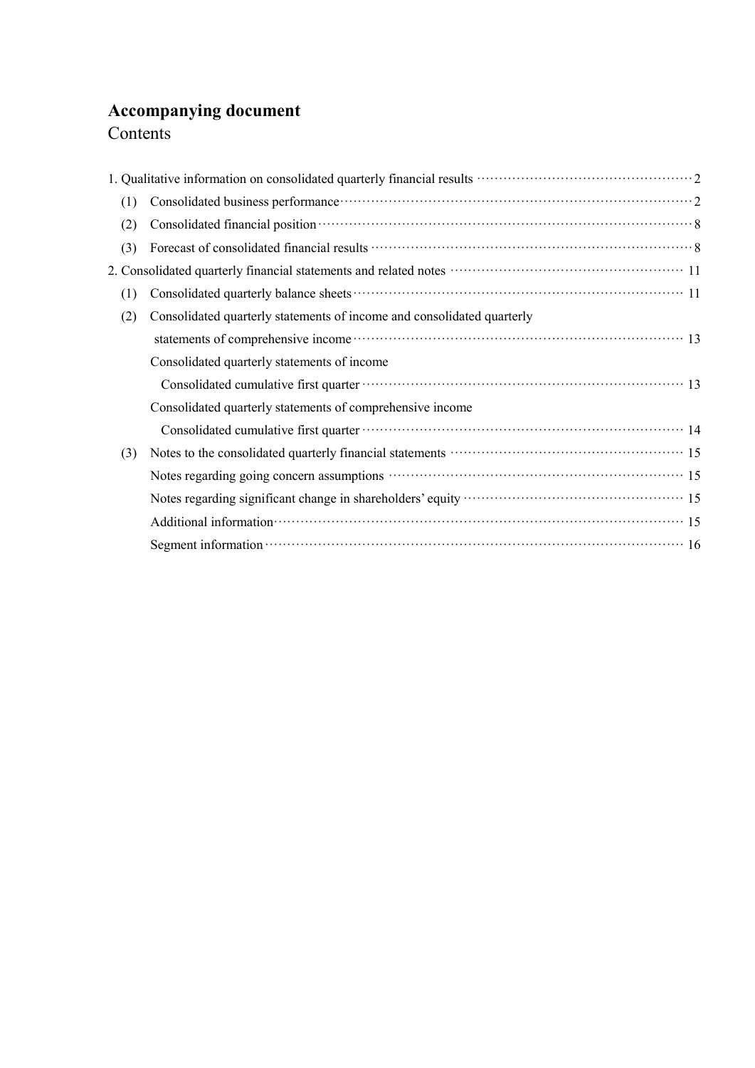# Accompanying document

## Contents

1. Qualitative information on consolidated quarterly financial results ………………………………………… 2
   - (1) Consolidated business performance ………………………………………………………………… 2
   - (2) Consolidated financial position ……………………………………………………………………… 8
   - (3) Forecast of consolidated financial results ………………………………………………………… 8
2. Consolidated quarterly financial statements and related notes ……………………………………………… 11
   - (1) Consolidated quarterly balance sheets …………………………………………………………… 11
   - (2) Consolidated quarterly statements of income and consolidated quarterly statements of comprehensive income …………………………………………………………… 13
     - Consolidated quarterly statements of income
       - Consolidated cumulative first quarter ………………………………………………………… 13
     - Consolidated quarterly statements of comprehensive income
       - Consolidated cumulative first quarter ………………………………………………………… 14
   - (3) Notes to the consolidated quarterly financial statements ……………………………………………… 15
     - Notes regarding going concern assumptions ……………………………………………………… 15
     - Notes regarding significant change in shareholders' equity ………………………………………… 15
     - Additional information ……………………………………………………………………………… 15
     - Segment information ………………………………………………………………………………… 16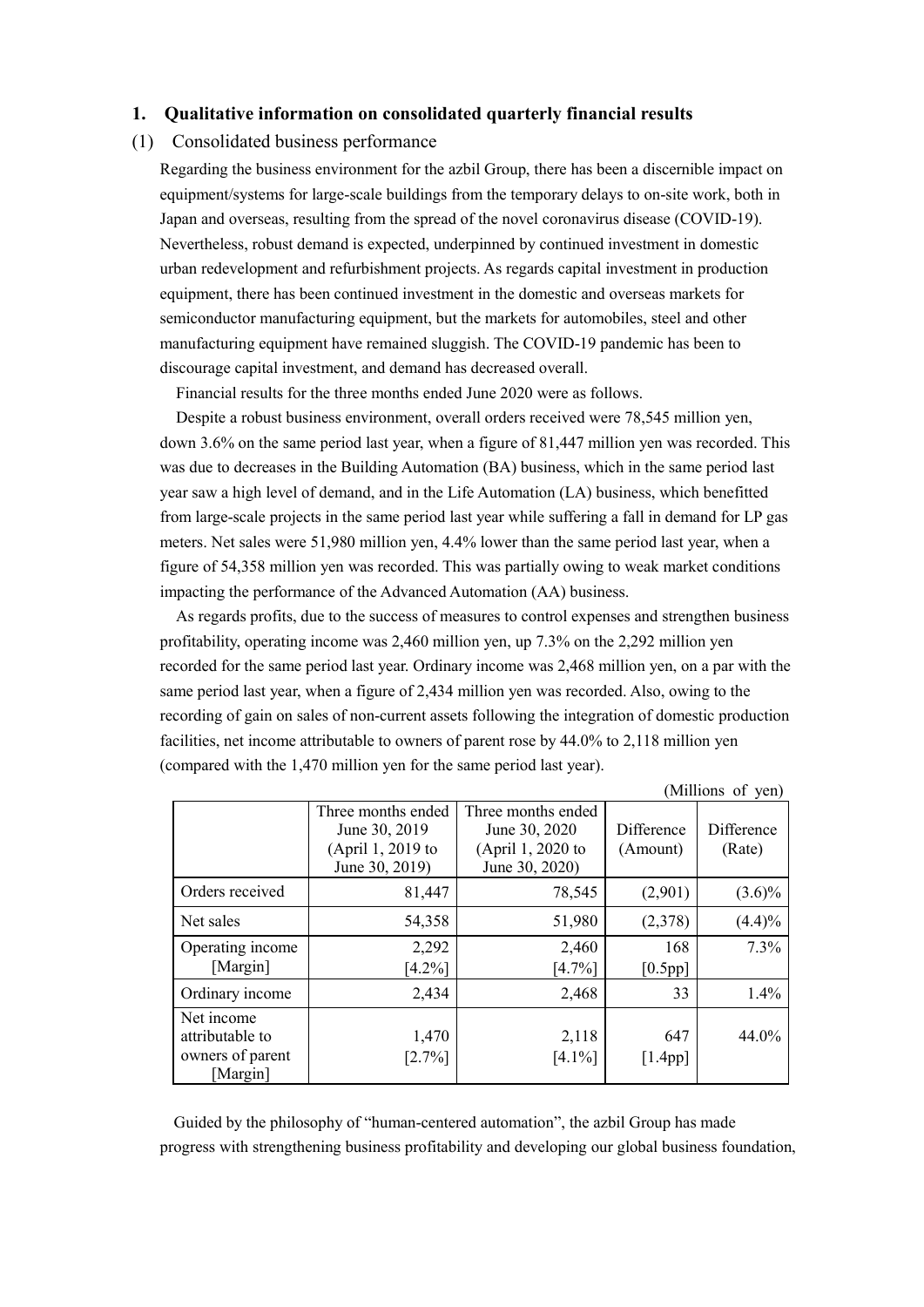## 1. Qualitative information on consolidated quarterly financial results

### (1) Consolidated business performance

Regarding the business environment for the azbil Group, there has been a discernible impact on equipment/systems for large-scale buildings from the temporary delays to on-site work, both in Japan and overseas, resulting from the spread of the novel coronavirus disease (COVID-19). Nevertheless, robust demand is expected, underpinned by continued investment in domestic urban redevelopment and refurbishment projects. As regards capital investment in production equipment, there has been continued investment in the domestic and overseas markets for semiconductor manufacturing equipment, but the markets for automobiles, steel and other manufacturing equipment have remained sluggish. The COVID-19 pandemic has been to discourage capital investment, and demand has decreased overall.

Financial results for the three months ended June 2020 were as follows.

Despite a robust business environment, overall orders received were 78,545 million yen, down 3.6% on the same period last year, when a figure of 81,447 million yen was recorded. This was due to decreases in the Building Automation (BA) business, which in the same period last year saw a high level of demand, and in the Life Automation (LA) business, which benefitted from large-scale projects in the same period last year while suffering a fall in demand for LP gas meters. Net sales were 51,980 million yen, 4.4% lower than the same period last year, when a figure of 54,358 million yen was recorded. This was partially owing to weak market conditions impacting the performance of the Advanced Automation (AA) business.

As regards profits, due to the success of measures to control expenses and strengthen business profitability, operating income was 2,460 million yen, up 7.3% on the 2,292 million yen recorded for the same period last year. Ordinary income was 2,468 million yen, on a par with the same period last year, when a figure of 2,434 million yen was recorded. Also, owing to the recording of gain on sales of non-current assets following the integration of domestic production facilities, net income attributable to owners of parent rose by 44.0% to 2,118 million yen (compared with the 1,470 million yen for the same period last year).

(Millions of yen)

| | Three months ended June 30, 2019 (April 1, 2019 to June 30, 2019) | Three months ended June 30, 2020 (April 1, 2020 to June 30, 2020) | Difference (Amount) | Difference (Rate) |
|---|---|---|---|---|
| Orders received | 81,447 | 78,545 | (2,901) | (3.6)% |
| Net sales | 54,358 | 51,980 | (2,378) | (4.4)% |
| Operating income [Margin] | 2,292 [4.2%] | 2,460 [4.7%] | 168 [0.5pp] | 7.3% |
| Ordinary income | 2,434 | 2,468 | 33 | 1.4% |
| Net income attributable to owners of parent [Margin] | 1,470 [2.7%] | 2,118 [4.1%] | 647 [1.4pp] | 44.0% |

Guided by the philosophy of "human-centered automation", the azbil Group has made progress with strengthening business profitability and developing our global business foundation,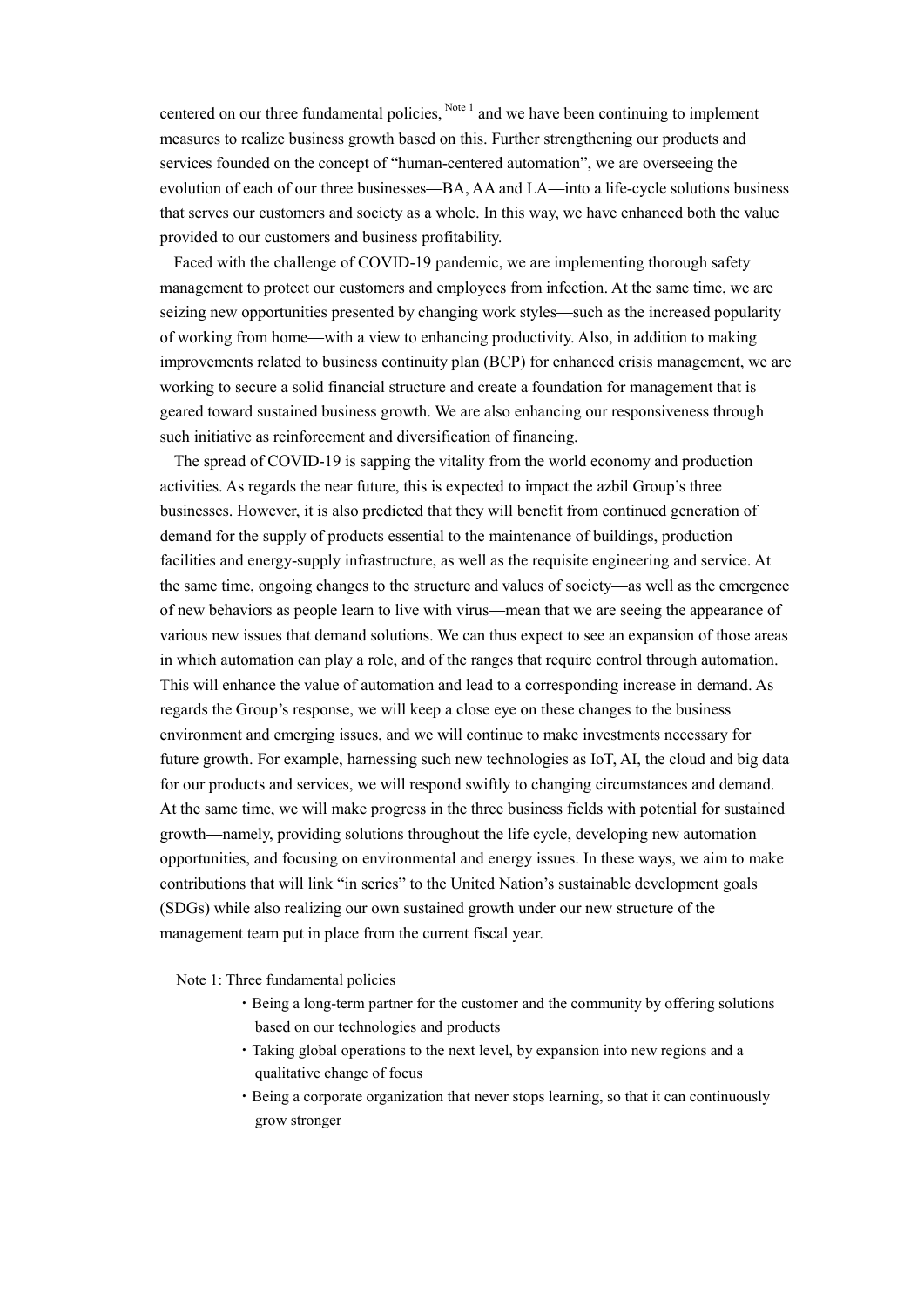centered on our three fundamental policies, [Note 1] and we have been continuing to implement measures to realize business growth based on this. Further strengthening our products and services founded on the concept of "human-centered automation", we are overseeing the evolution of each of our three businesses—BA, AA and LA—into a life-cycle solutions business that serves our customers and society as a whole. In this way, we have enhanced both the value provided to our customers and business profitability.

Faced with the challenge of COVID-19 pandemic, we are implementing thorough safety management to protect our customers and employees from infection. At the same time, we are seizing new opportunities presented by changing work styles—such as the increased popularity of working from home—with a view to enhancing productivity. Also, in addition to making improvements related to business continuity plan (BCP) for enhanced crisis management, we are working to secure a solid financial structure and create a foundation for management that is geared toward sustained business growth. We are also enhancing our responsiveness through such initiative as reinforcement and diversification of financing.

The spread of COVID-19 is sapping the vitality from the world economy and production activities. As regards the near future, this is expected to impact the azbil Group's three businesses. However, it is also predicted that they will benefit from continued generation of demand for the supply of products essential to the maintenance of buildings, production facilities and energy-supply infrastructure, as well as the requisite engineering and service. At the same time, ongoing changes to the structure and values of society—as well as the emergence of new behaviors as people learn to live with virus—mean that we are seeing the appearance of various new issues that demand solutions. We can thus expect to see an expansion of those areas in which automation can play a role, and of the ranges that require control through automation. This will enhance the value of automation and lead to a corresponding increase in demand. As regards the Group's response, we will keep a close eye on these changes to the business environment and emerging issues, and we will continue to make investments necessary for future growth. For example, harnessing such new technologies as IoT, AI, the cloud and big data for our products and services, we will respond swiftly to changing circumstances and demand. At the same time, we will make progress in the three business fields with potential for sustained growth—namely, providing solutions throughout the life cycle, developing new automation opportunities, and focusing on environmental and energy issues. In these ways, we aim to make contributions that will link "in series" to the United Nation's sustainable development goals (SDGs) while also realizing our own sustained growth under our new structure of the management team put in place from the current fiscal year.

Note 1: Three fundamental policies

- Being a long-term partner for the customer and the community by offering solutions based on our technologies and products
- Taking global operations to the next level, by expansion into new regions and a qualitative change of focus
- Being a corporate organization that never stops learning, so that it can continuously grow stronger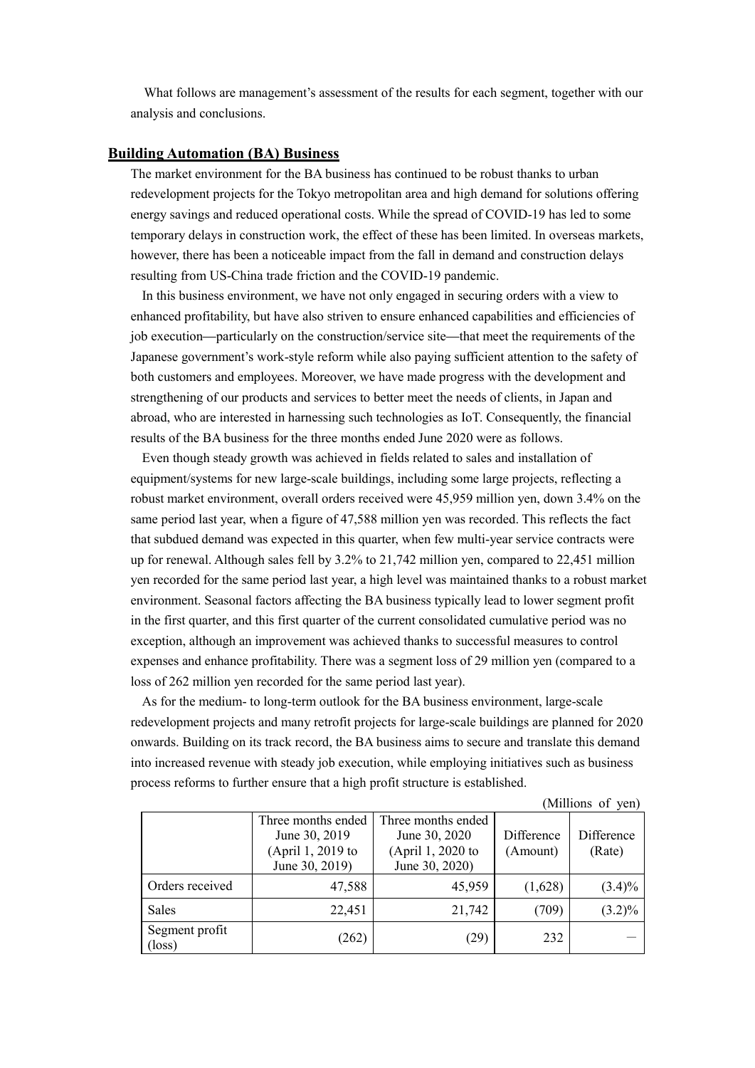What follows are management's assessment of the results for each segment, together with our analysis and conclusions.

## Building Automation (BA) Business

The market environment for the BA business has continued to be robust thanks to urban redevelopment projects for the Tokyo metropolitan area and high demand for solutions offering energy savings and reduced operational costs. While the spread of COVID-19 has led to some temporary delays in construction work, the effect of these has been limited. In overseas markets, however, there has been a noticeable impact from the fall in demand and construction delays resulting from US-China trade friction and the COVID-19 pandemic.

In this business environment, we have not only engaged in securing orders with a view to enhanced profitability, but have also striven to ensure enhanced capabilities and efficiencies of job execution—particularly on the construction/service site—that meet the requirements of the Japanese government's work-style reform while also paying sufficient attention to the safety of both customers and employees. Moreover, we have made progress with the development and strengthening of our products and services to better meet the needs of clients, in Japan and abroad, who are interested in harnessing such technologies as IoT. Consequently, the financial results of the BA business for the three months ended June 2020 were as follows.

Even though steady growth was achieved in fields related to sales and installation of equipment/systems for new large-scale buildings, including some large projects, reflecting a robust market environment, overall orders received were 45,959 million yen, down 3.4% on the same period last year, when a figure of 47,588 million yen was recorded. This reflects the fact that subdued demand was expected in this quarter, when few multi-year service contracts were up for renewal. Although sales fell by 3.2% to 21,742 million yen, compared to 22,451 million yen recorded for the same period last year, a high level was maintained thanks to a robust market environment. Seasonal factors affecting the BA business typically lead to lower segment profit in the first quarter, and this first quarter of the current consolidated cumulative period was no exception, although an improvement was achieved thanks to successful measures to control expenses and enhance profitability. There was a segment loss of 29 million yen (compared to a loss of 262 million yen recorded for the same period last year).

As for the medium- to long-term outlook for the BA business environment, large-scale redevelopment projects and many retrofit projects for large-scale buildings are planned for 2020 onwards. Building on its track record, the BA business aims to secure and translate this demand into increased revenue with steady job execution, while employing initiatives such as business process reforms to further ensure that a high profit structure is established.

(Millions of yen)

| | Three months ended June 30, 2019 (April 1, 2019 to June 30, 2019) | Three months ended June 30, 2020 (April 1, 2020 to June 30, 2020) | Difference (Amount) | Difference (Rate) |
|---|---|---|---|---|
| Orders received | 47,588 | 45,959 | (1,628) | (3.4)% |
| Sales | 22,451 | 21,742 | (709) | (3.2)% |
| Segment profit (loss) | (262) | (29) | 232 | — |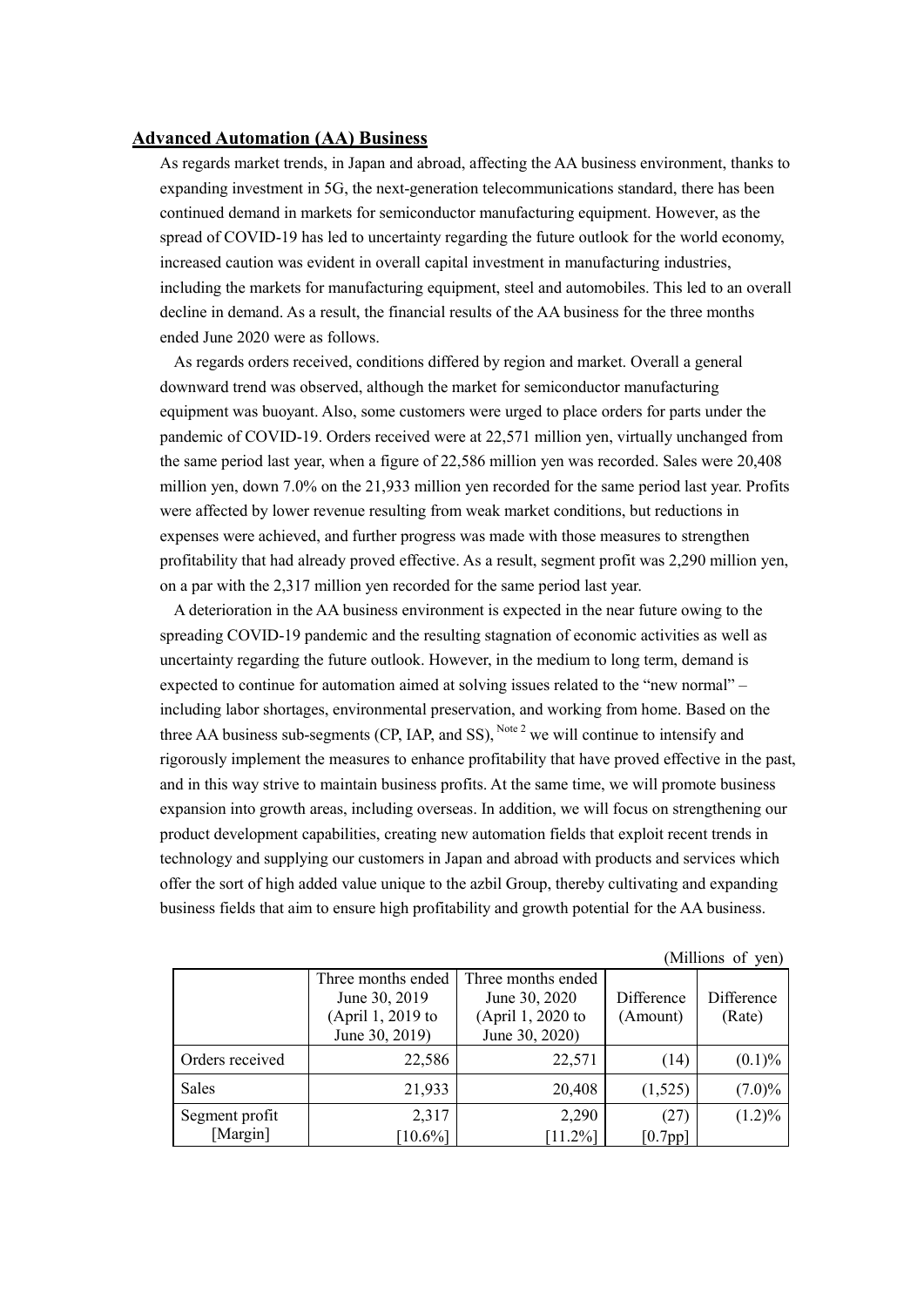## Advanced Automation (AA) Business

As regards market trends, in Japan and abroad, affecting the AA business environment, thanks to expanding investment in 5G, the next-generation telecommunications standard, there has been continued demand in markets for semiconductor manufacturing equipment. However, as the spread of COVID-19 has led to uncertainty regarding the future outlook for the world economy, increased caution was evident in overall capital investment in manufacturing industries, including the markets for manufacturing equipment, steel and automobiles. This led to an overall decline in demand. As a result, the financial results of the AA business for the three months ended June 2020 were as follows.

As regards orders received, conditions differed by region and market. Overall a general downward trend was observed, although the market for semiconductor manufacturing equipment was buoyant. Also, some customers were urged to place orders for parts under the pandemic of COVID-19. Orders received were at 22,571 million yen, virtually unchanged from the same period last year, when a figure of 22,586 million yen was recorded. Sales were 20,408 million yen, down 7.0% on the 21,933 million yen recorded for the same period last year. Profits were affected by lower revenue resulting from weak market conditions, but reductions in expenses were achieved, and further progress was made with those measures to strengthen profitability that had already proved effective. As a result, segment profit was 2,290 million yen, on a par with the 2,317 million yen recorded for the same period last year.

A deterioration in the AA business environment is expected in the near future owing to the spreading COVID-19 pandemic and the resulting stagnation of economic activities as well as uncertainty regarding the future outlook. However, in the medium to long term, demand is expected to continue for automation aimed at solving issues related to the "new normal" – including labor shortages, environmental preservation, and working from home. Based on the three AA business sub-segments (CP, IAP, and SS), [Note 2] we will continue to intensify and rigorously implement the measures to enhance profitability that have proved effective in the past, and in this way strive to maintain business profits. At the same time, we will promote business expansion into growth areas, including overseas. In addition, we will focus on strengthening our product development capabilities, creating new automation fields that exploit recent trends in technology and supplying our customers in Japan and abroad with products and services which offer the sort of high added value unique to the azbil Group, thereby cultivating and expanding business fields that aim to ensure high profitability and growth potential for the AA business.

(Millions of yen)

| | Three months ended June 30, 2019 (April 1, 2019 to June 30, 2019) | Three months ended June 30, 2020 (April 1, 2020 to June 30, 2020) | Difference (Amount) | Difference (Rate) |
|---|---|---|---|---|
| Orders received | 22,586 | 22,571 | (14) | (0.1)% |
| Sales | 21,933 | 20,408 | (1,525) | (7.0)% |
| Segment profit [Margin] | 2,317 [10.6%] | 2,290 [11.2%] | (27) [0.7pp] | (1.2)% |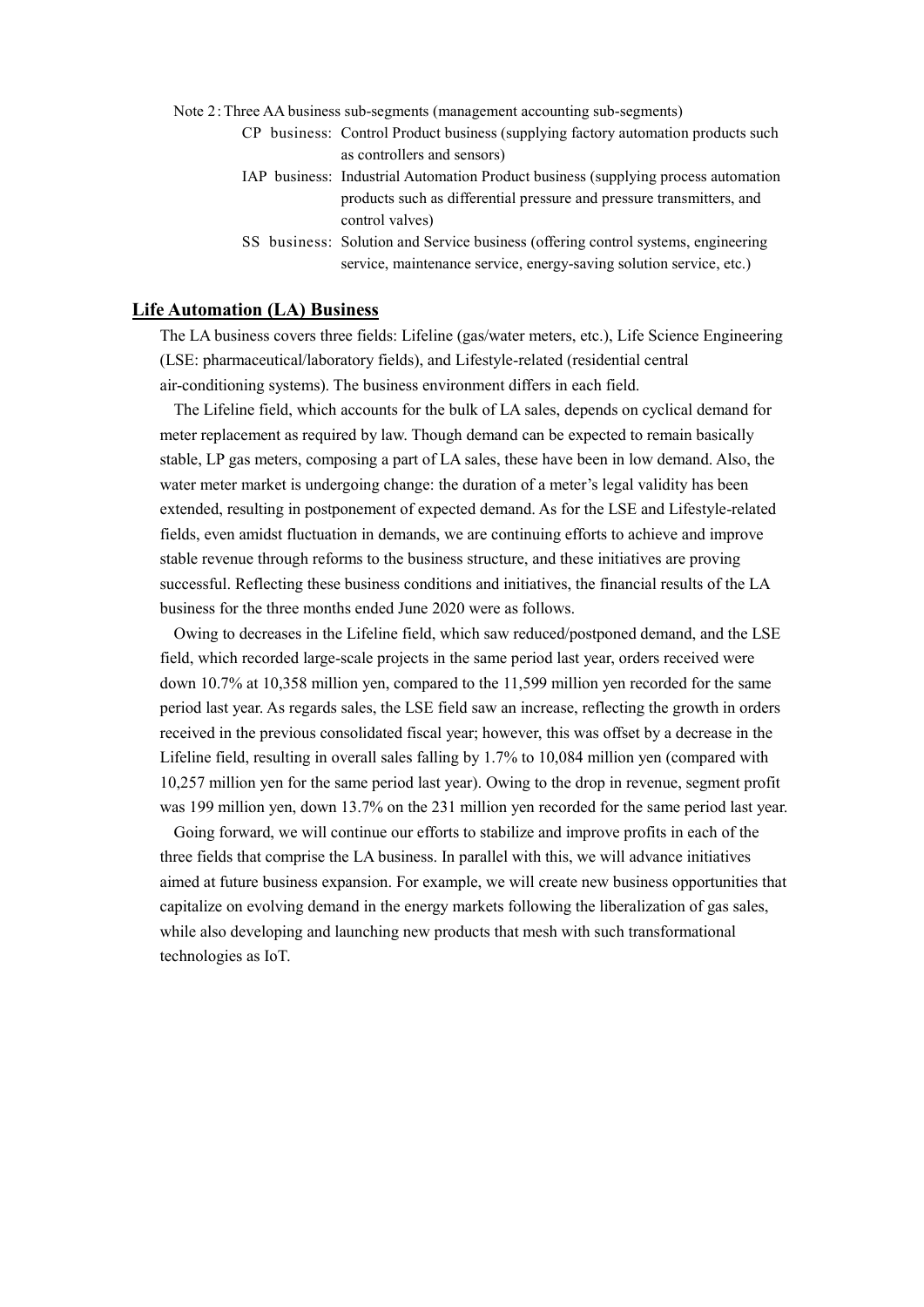Note 2 : Three AA business sub-segments (management accounting sub-segments)

- CP business: Control Product business (supplying factory automation products such as controllers and sensors)
- IAP business: Industrial Automation Product business (supplying process automation products such as differential pressure and pressure transmitters, and control valves)
- SS business: Solution and Service business (offering control systems, engineering service, maintenance service, energy-saving solution service, etc.)

## Life Automation (LA) Business

The LA business covers three fields: Lifeline (gas/water meters, etc.), Life Science Engineering (LSE: pharmaceutical/laboratory fields), and Lifestyle-related (residential central air-conditioning systems). The business environment differs in each field.

The Lifeline field, which accounts for the bulk of LA sales, depends on cyclical demand for meter replacement as required by law. Though demand can be expected to remain basically stable, LP gas meters, composing a part of LA sales, these have been in low demand. Also, the water meter market is undergoing change: the duration of a meter's legal validity has been extended, resulting in postponement of expected demand. As for the LSE and Lifestyle-related fields, even amidst fluctuation in demands, we are continuing efforts to achieve and improve stable revenue through reforms to the business structure, and these initiatives are proving successful. Reflecting these business conditions and initiatives, the financial results of the LA business for the three months ended June 2020 were as follows.

Owing to decreases in the Lifeline field, which saw reduced/postponed demand, and the LSE field, which recorded large-scale projects in the same period last year, orders received were down 10.7% at 10,358 million yen, compared to the 11,599 million yen recorded for the same period last year. As regards sales, the LSE field saw an increase, reflecting the growth in orders received in the previous consolidated fiscal year; however, this was offset by a decrease in the Lifeline field, resulting in overall sales falling by 1.7% to 10,084 million yen (compared with 10,257 million yen for the same period last year). Owing to the drop in revenue, segment profit was 199 million yen, down 13.7% on the 231 million yen recorded for the same period last year.

Going forward, we will continue our efforts to stabilize and improve profits in each of the three fields that comprise the LA business. In parallel with this, we will advance initiatives aimed at future business expansion. For example, we will create new business opportunities that capitalize on evolving demand in the energy markets following the liberalization of gas sales, while also developing and launching new products that mesh with such transformational technologies as IoT.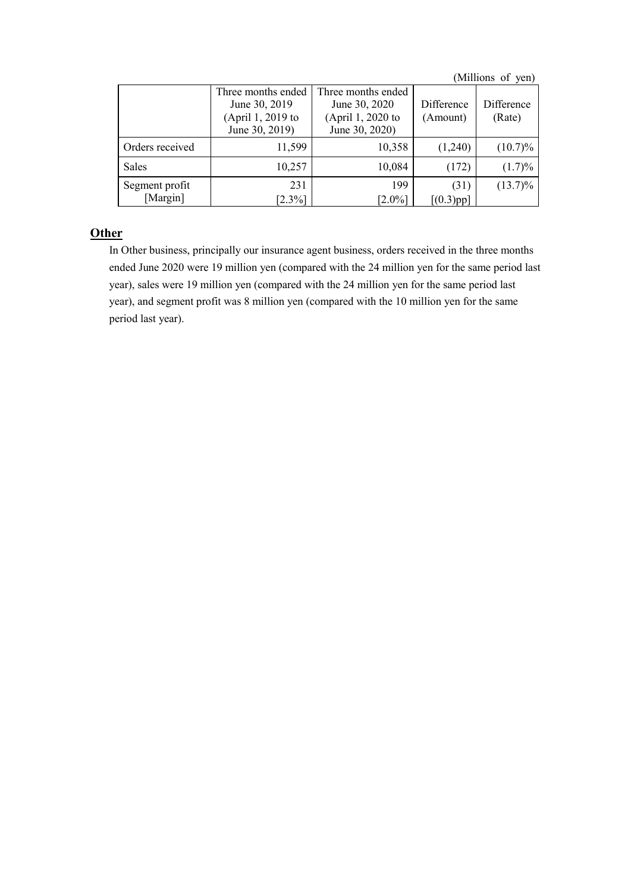(Millions of yen)

| | Three months ended June 30, 2019 (April 1, 2019 to June 30, 2019) | Three months ended June 30, 2020 (April 1, 2020 to June 30, 2020) | Difference (Amount) | Difference (Rate) |
|---|---|---|---|---|
| Orders received | 11,599 | 10,358 | (1,240) | (10.7)% |
| Sales | 10,257 | 10,084 | (172) | (1.7)% |
| Segment profit [Margin] | 231 [2.3%] | 199 [2.0%] | (31) [(0.3)pp] | (13.7)% |

## Other

In Other business, principally our insurance agent business, orders received in the three months ended June 2020 were 19 million yen (compared with the 24 million yen for the same period last year), sales were 19 million yen (compared with the 24 million yen for the same period last year), and segment profit was 8 million yen (compared with the 10 million yen for the same period last year).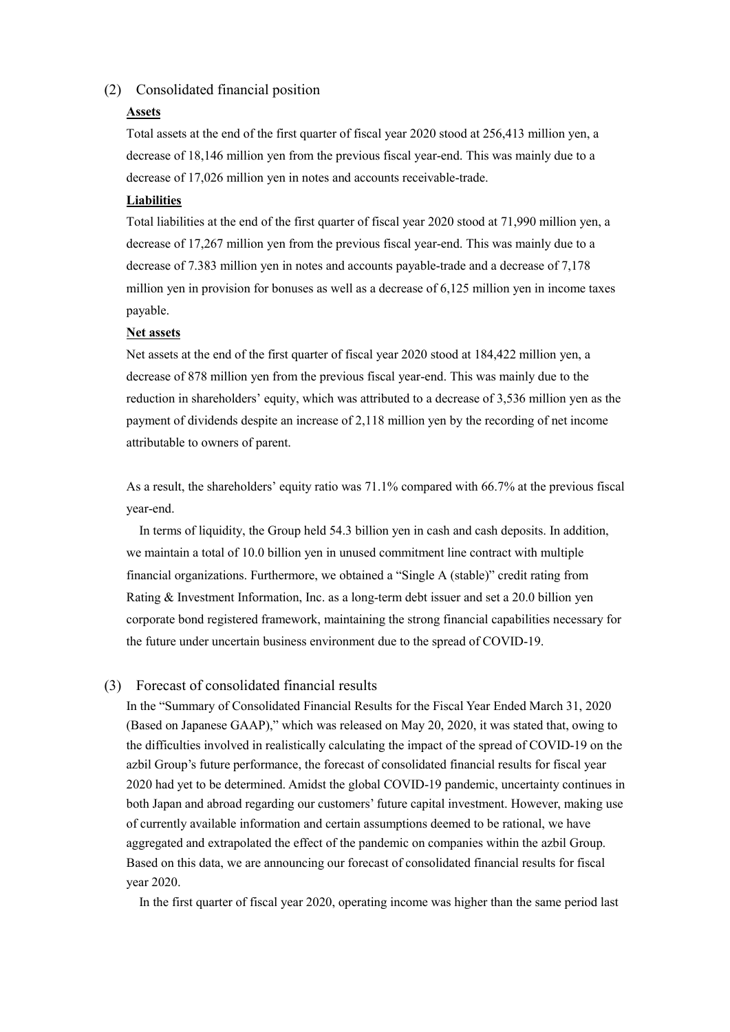## (2) Consolidated financial position

**Assets**

Total assets at the end of the first quarter of fiscal year 2020 stood at 256,413 million yen, a decrease of 18,146 million yen from the previous fiscal year-end. This was mainly due to a decrease of 17,026 million yen in notes and accounts receivable-trade.

**Liabilities**

Total liabilities at the end of the first quarter of fiscal year 2020 stood at 71,990 million yen, a decrease of 17,267 million yen from the previous fiscal year-end. This was mainly due to a decrease of 7.383 million yen in notes and accounts payable-trade and a decrease of 7,178 million yen in provision for bonuses as well as a decrease of 6,125 million yen in income taxes payable.

**Net assets**

Net assets at the end of the first quarter of fiscal year 2020 stood at 184,422 million yen, a decrease of 878 million yen from the previous fiscal year-end. This was mainly due to the reduction in shareholders' equity, which was attributed to a decrease of 3,536 million yen as the payment of dividends despite an increase of 2,118 million yen by the recording of net income attributable to owners of parent.

As a result, the shareholders' equity ratio was 71.1% compared with 66.7% at the previous fiscal year-end.

In terms of liquidity, the Group held 54.3 billion yen in cash and cash deposits. In addition, we maintain a total of 10.0 billion yen in unused commitment line contract with multiple financial organizations. Furthermore, we obtained a "Single A (stable)" credit rating from Rating & Investment Information, Inc. as a long-term debt issuer and set a 20.0 billion yen corporate bond registered framework, maintaining the strong financial capabilities necessary for the future under uncertain business environment due to the spread of COVID-19.

## (3) Forecast of consolidated financial results

In the "Summary of Consolidated Financial Results for the Fiscal Year Ended March 31, 2020 (Based on Japanese GAAP)," which was released on May 20, 2020, it was stated that, owing to the difficulties involved in realistically calculating the impact of the spread of COVID-19 on the azbil Group's future performance, the forecast of consolidated financial results for fiscal year 2020 had yet to be determined. Amidst the global COVID-19 pandemic, uncertainty continues in both Japan and abroad regarding our customers' future capital investment. However, making use of currently available information and certain assumptions deemed to be rational, we have aggregated and extrapolated the effect of the pandemic on companies within the azbil Group. Based on this data, we are announcing our forecast of consolidated financial results for fiscal year 2020.

In the first quarter of fiscal year 2020, operating income was higher than the same period last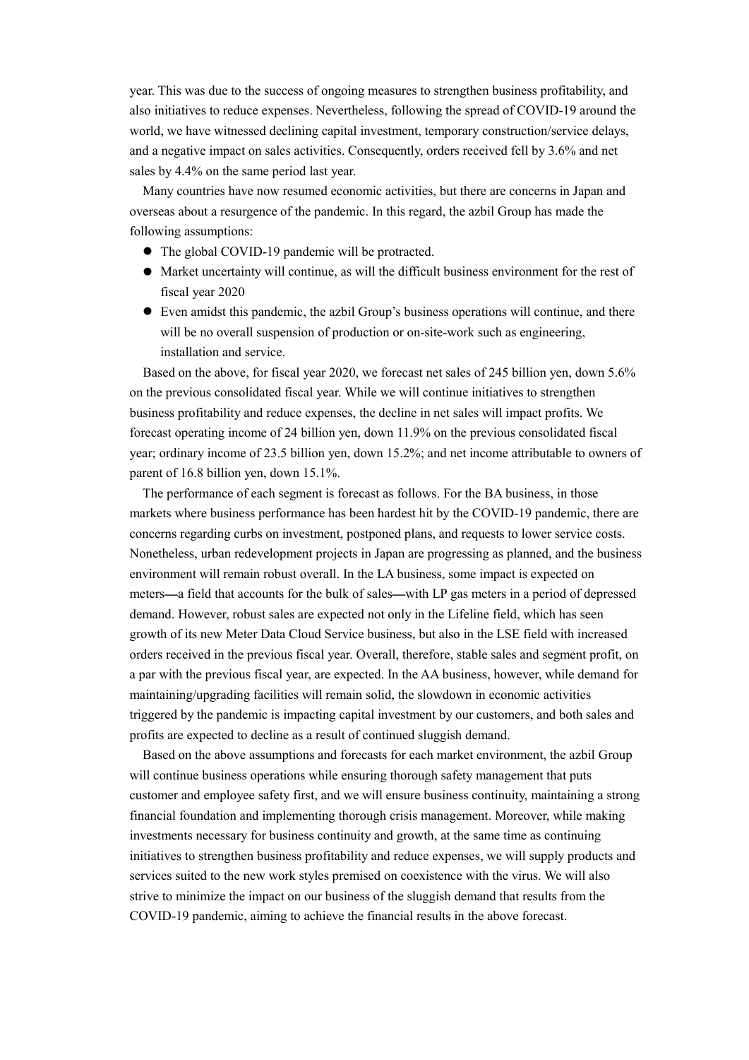year. This was due to the success of ongoing measures to strengthen business profitability, and also initiatives to reduce expenses. Nevertheless, following the spread of COVID-19 around the world, we have witnessed declining capital investment, temporary construction/service delays, and a negative impact on sales activities. Consequently, orders received fell by 3.6% and net sales by 4.4% on the same period last year.

Many countries have now resumed economic activities, but there are concerns in Japan and overseas about a resurgence of the pandemic. In this regard, the azbil Group has made the following assumptions:

- The global COVID-19 pandemic will be protracted.
- Market uncertainty will continue, as will the difficult business environment for the rest of fiscal year 2020
- Even amidst this pandemic, the azbil Group's business operations will continue, and there will be no overall suspension of production or on-site-work such as engineering, installation and service.

Based on the above, for fiscal year 2020, we forecast net sales of 245 billion yen, down 5.6% on the previous consolidated fiscal year. While we will continue initiatives to strengthen business profitability and reduce expenses, the decline in net sales will impact profits. We forecast operating income of 24 billion yen, down 11.9% on the previous consolidated fiscal year; ordinary income of 23.5 billion yen, down 15.2%; and net income attributable to owners of parent of 16.8 billion yen, down 15.1%.

The performance of each segment is forecast as follows. For the BA business, in those markets where business performance has been hardest hit by the COVID-19 pandemic, there are concerns regarding curbs on investment, postponed plans, and requests to lower service costs. Nonetheless, urban redevelopment projects in Japan are progressing as planned, and the business environment will remain robust overall. In the LA business, some impact is expected on meters—a field that accounts for the bulk of sales—with LP gas meters in a period of depressed demand. However, robust sales are expected not only in the Lifeline field, which has seen growth of its new Meter Data Cloud Service business, but also in the LSE field with increased orders received in the previous fiscal year. Overall, therefore, stable sales and segment profit, on a par with the previous fiscal year, are expected. In the AA business, however, while demand for maintaining/upgrading facilities will remain solid, the slowdown in economic activities triggered by the pandemic is impacting capital investment by our customers, and both sales and profits are expected to decline as a result of continued sluggish demand.

Based on the above assumptions and forecasts for each market environment, the azbil Group will continue business operations while ensuring thorough safety management that puts customer and employee safety first, and we will ensure business continuity, maintaining a strong financial foundation and implementing thorough crisis management. Moreover, while making investments necessary for business continuity and growth, at the same time as continuing initiatives to strengthen business profitability and reduce expenses, we will supply products and services suited to the new work styles premised on coexistence with the virus. We will also strive to minimize the impact on our business of the sluggish demand that results from the COVID-19 pandemic, aiming to achieve the financial results in the above forecast.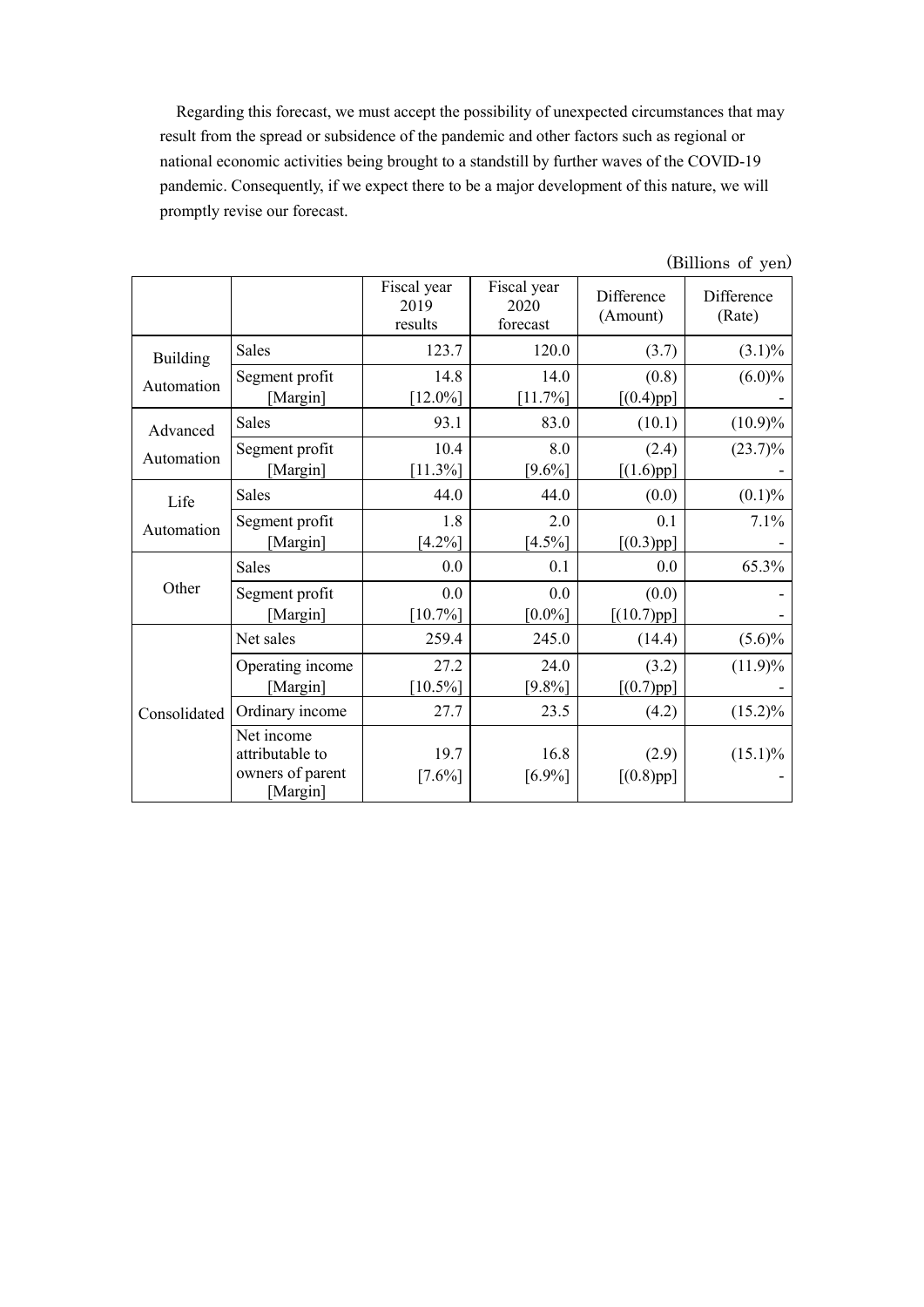Regarding this forecast, we must accept the possibility of unexpected circumstances that may result from the spread or subsidence of the pandemic and other factors such as regional or national economic activities being brought to a standstill by further waves of the COVID-19 pandemic. Consequently, if we expect there to be a major development of this nature, we will promptly revise our forecast.

(Billions of yen)

| | | Fiscal year 2019 results | Fiscal year 2020 forecast | Difference (Amount) | Difference (Rate) |
|---|---|---|---|---|---|
| Building Automation | Sales | 123.7 | 120.0 | (3.7) | (3.1)% |
| | Segment profit [Margin] | 14.8 [12.0%] | 14.0 [11.7%] | (0.8) [(0.4)pp] | (6.0)% - |
| Advanced Automation | Sales | 93.1 | 83.0 | (10.1) | (10.9)% |
| | Segment profit [Margin] | 10.4 [11.3%] | 8.0 [9.6%] | (2.4) [(1.6)pp] | (23.7)% - |
| Life Automation | Sales | 44.0 | 44.0 | (0.0) | (0.1)% |
| | Segment profit [Margin] | 1.8 [4.2%] | 2.0 [4.5%] | 0.1 [(0.3)pp] | 7.1% - |
| Other | Sales | 0.0 | 0.1 | 0.0 | 65.3% |
| | Segment profit [Margin] | 0.0 [10.7%] | 0.0 [0.0%] | (0.0) [(10.7)pp] | - - |
| Consolidated | Net sales | 259.4 | 245.0 | (14.4) | (5.6)% |
| | Operating income [Margin] | 27.2 [10.5%] | 24.0 [9.8%] | (3.2) [(0.7)pp] | (11.9)% - |
| | Ordinary income | 27.7 | 23.5 | (4.2) | (15.2)% |
| | Net income attributable to owners of parent [Margin] | 19.7 [7.6%] | 16.8 [6.9%] | (2.9) [(0.8)pp] | (15.1)% - |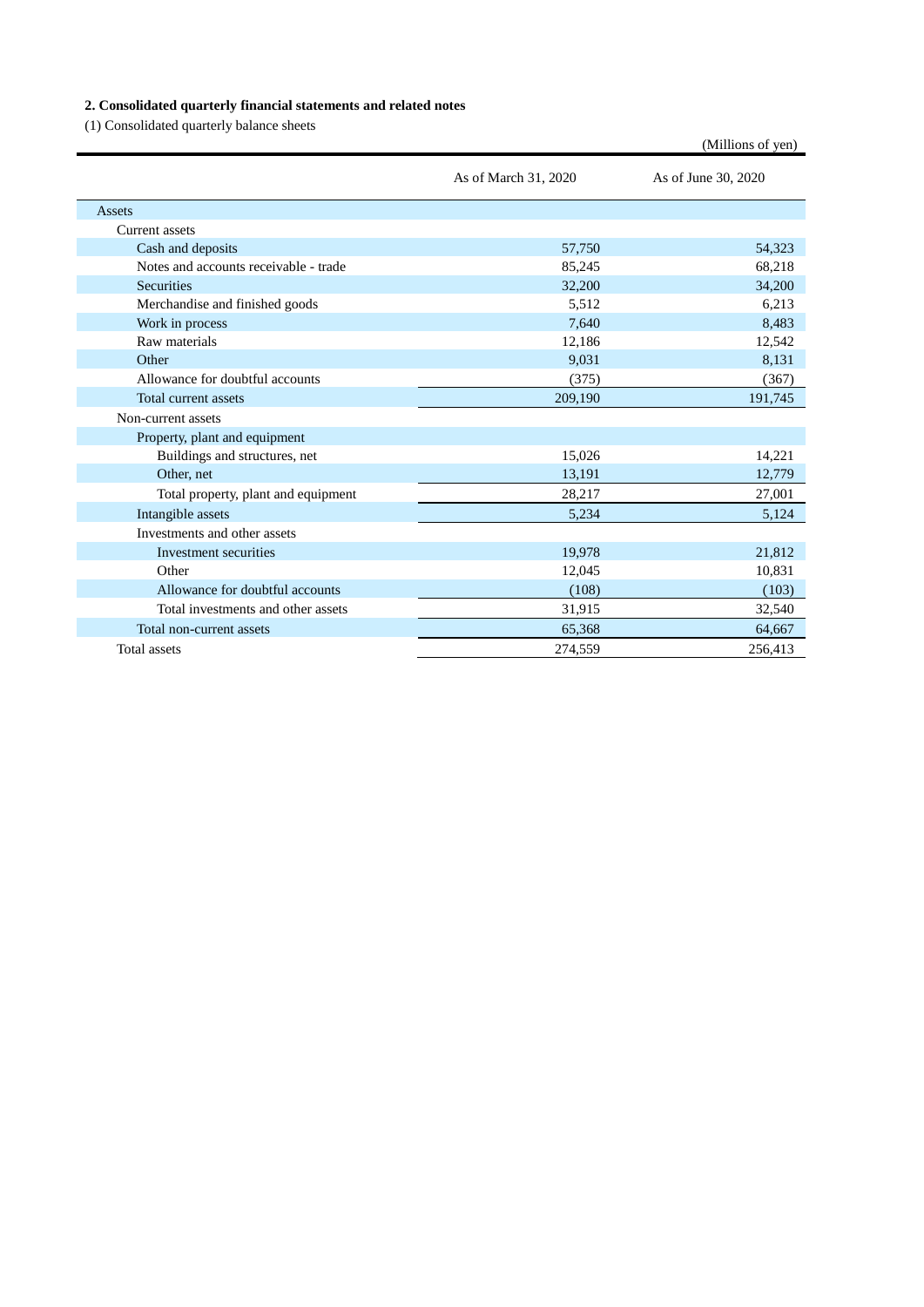## 2. Consolidated quarterly financial statements and related notes

(1) Consolidated quarterly balance sheets

(Millions of yen)

| | As of March 31, 2020 | As of June 30, 2020 |
|---|---|---|
| Assets | | |
| Current assets | | |
| Cash and deposits | 57,750 | 54,323 |
| Notes and accounts receivable - trade | 85,245 | 68,218 |
| Securities | 32,200 | 34,200 |
| Merchandise and finished goods | 5,512 | 6,213 |
| Work in process | 7,640 | 8,483 |
| Raw materials | 12,186 | 12,542 |
| Other | 9,031 | 8,131 |
| Allowance for doubtful accounts | (375) | (367) |
| Total current assets | 209,190 | 191,745 |
| Non-current assets | | |
| Property, plant and equipment | | |
| Buildings and structures, net | 15,026 | 14,221 |
| Other, net | 13,191 | 12,779 |
| Total property, plant and equipment | 28,217 | 27,001 |
| Intangible assets | 5,234 | 5,124 |
| Investments and other assets | | |
| Investment securities | 19,978 | 21,812 |
| Other | 12,045 | 10,831 |
| Allowance for doubtful accounts | (108) | (103) |
| Total investments and other assets | 31,915 | 32,540 |
| Total non-current assets | 65,368 | 64,667 |
| Total assets | 274,559 | 256,413 |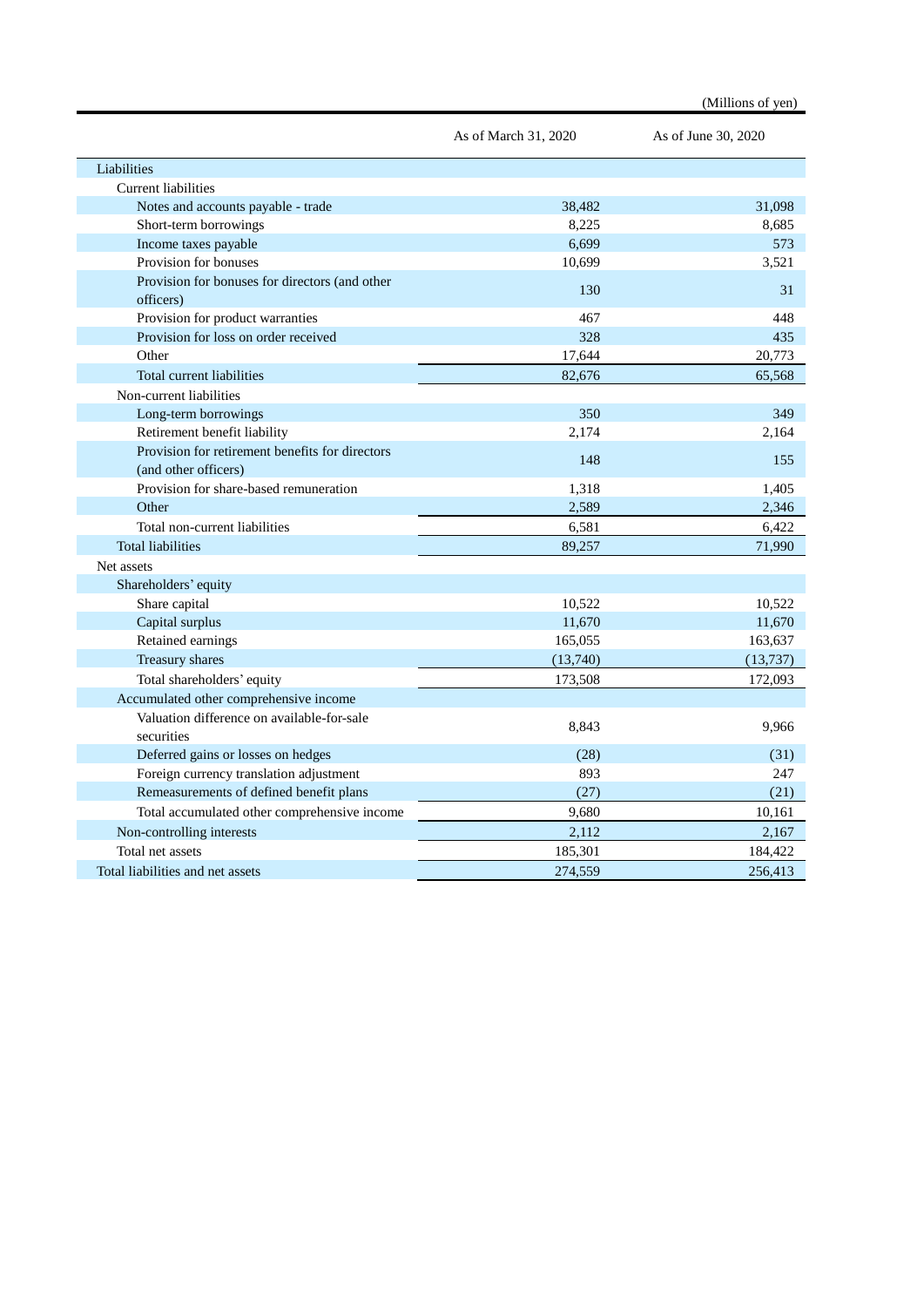(Millions of yen)

| | As of March 31, 2020 | As of June 30, 2020 |
|---|---|---|
| Liabilities | | |
| Current liabilities | | |
| Notes and accounts payable - trade | 38,482 | 31,098 |
| Short-term borrowings | 8,225 | 8,685 |
| Income taxes payable | 6,699 | 573 |
| Provision for bonuses | 10,699 | 3,521 |
| Provision for bonuses for directors (and other officers) | 130 | 31 |
| Provision for product warranties | 467 | 448 |
| Provision for loss on order received | 328 | 435 |
| Other | 17,644 | 20,773 |
| Total current liabilities | 82,676 | 65,568 |
| Non-current liabilities | | |
| Long-term borrowings | 350 | 349 |
| Retirement benefit liability | 2,174 | 2,164 |
| Provision for retirement benefits for directors (and other officers) | 148 | 155 |
| Provision for share-based remuneration | 1,318 | 1,405 |
| Other | 2,589 | 2,346 |
| Total non-current liabilities | 6,581 | 6,422 |
| Total liabilities | 89,257 | 71,990 |
| Net assets | | |
| Shareholders' equity | | |
| Share capital | 10,522 | 10,522 |
| Capital surplus | 11,670 | 11,670 |
| Retained earnings | 165,055 | 163,637 |
| Treasury shares | (13,740) | (13,737) |
| Total shareholders' equity | 173,508 | 172,093 |
| Accumulated other comprehensive income | | |
| Valuation difference on available-for-sale securities | 8,843 | 9,966 |
| Deferred gains or losses on hedges | (28) | (31) |
| Foreign currency translation adjustment | 893 | 247 |
| Remeasurements of defined benefit plans | (27) | (21) |
| Total accumulated other comprehensive income | 9,680 | 10,161 |
| Non-controlling interests | 2,112 | 2,167 |
| Total net assets | 185,301 | 184,422 |
| Total liabilities and net assets | 274,559 | 256,413 |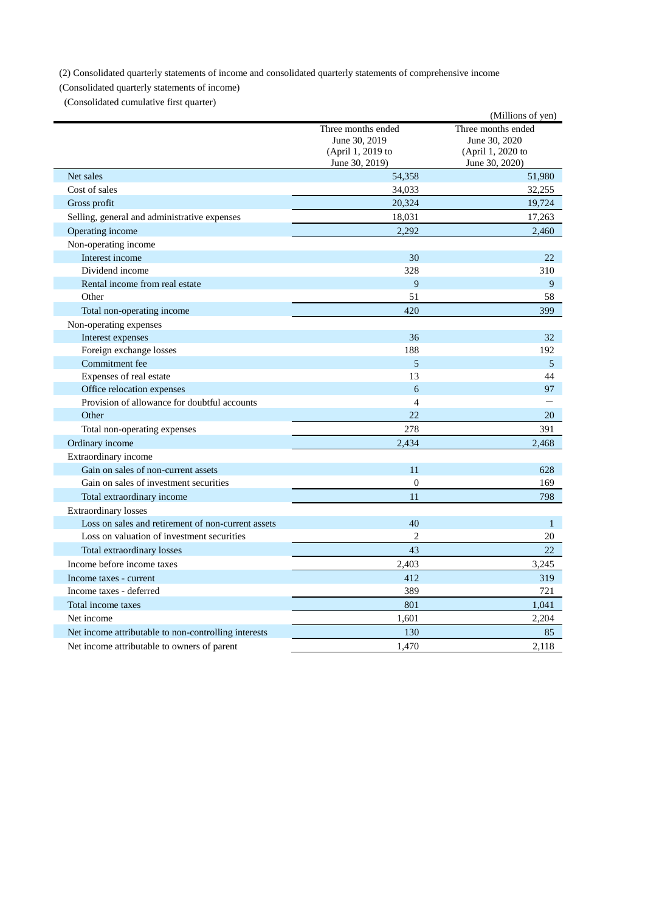(2) Consolidated quarterly statements of income and consolidated quarterly statements of comprehensive income

(Consolidated quarterly statements of income)

(Consolidated cumulative first quarter)

(Millions of yen)

| | Three months ended June 30, 2019 (April 1, 2019 to June 30, 2019) | Three months ended June 30, 2020 (April 1, 2020 to June 30, 2020) |
|---|---|---|
| Net sales | 54,358 | 51,980 |
| Cost of sales | 34,033 | 32,255 |
| Gross profit | 20,324 | 19,724 |
| Selling, general and administrative expenses | 18,031 | 17,263 |
| Operating income | 2,292 | 2,460 |
| Non-operating income | | |
| Interest income | 30 | 22 |
| Dividend income | 328 | 310 |
| Rental income from real estate | 9 | 9 |
| Other | 51 | 58 |
| Total non-operating income | 420 | 399 |
| Non-operating expenses | | |
| Interest expenses | 36 | 32 |
| Foreign exchange losses | 188 | 192 |
| Commitment fee | 5 | 5 |
| Expenses of real estate | 13 | 44 |
| Office relocation expenses | 6 | 97 |
| Provision of allowance for doubtful accounts | 4 | — |
| Other | 22 | 20 |
| Total non-operating expenses | 278 | 391 |
| Ordinary income | 2,434 | 2,468 |
| Extraordinary income | | |
| Gain on sales of non-current assets | 11 | 628 |
| Gain on sales of investment securities | 0 | 169 |
| Total extraordinary income | 11 | 798 |
| Extraordinary losses | | |
| Loss on sales and retirement of non-current assets | 40 | 1 |
| Loss on valuation of investment securities | 2 | 20 |
| Total extraordinary losses | 43 | 22 |
| Income before income taxes | 2,403 | 3,245 |
| Income taxes - current | 412 | 319 |
| Income taxes - deferred | 389 | 721 |
| Total income taxes | 801 | 1,041 |
| Net income | 1,601 | 2,204 |
| Net income attributable to non-controlling interests | 130 | 85 |
| Net income attributable to owners of parent | 1,470 | 2,118 |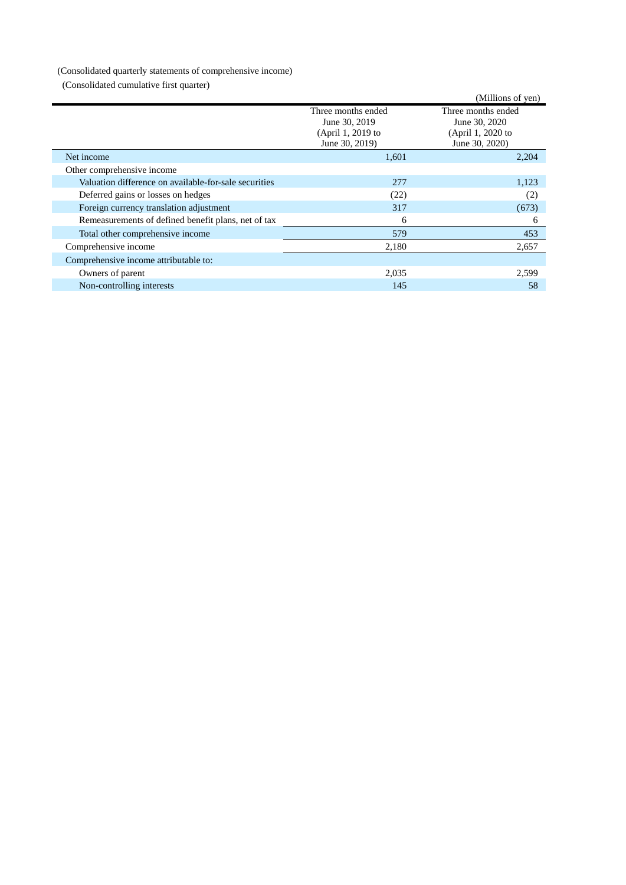(Consolidated quarterly statements of comprehensive income)

(Consolidated cumulative first quarter)

(Millions of yen)

| | Three months ended June 30, 2019 (April 1, 2019 to June 30, 2019) | Three months ended June 30, 2020 (April 1, 2020 to June 30, 2020) |
|---|---|---|
| Net income | 1,601 | 2,204 |
| Other comprehensive income | | |
| Valuation difference on available-for-sale securities | 277 | 1,123 |
| Deferred gains or losses on hedges | (22) | (2) |
| Foreign currency translation adjustment | 317 | (673) |
| Remeasurements of defined benefit plans, net of tax | 6 | 6 |
| Total other comprehensive income | 579 | 453 |
| Comprehensive income | 2,180 | 2,657 |
| Comprehensive income attributable to: | | |
| Owners of parent | 2,035 | 2,599 |
| Non-controlling interests | 145 | 58 |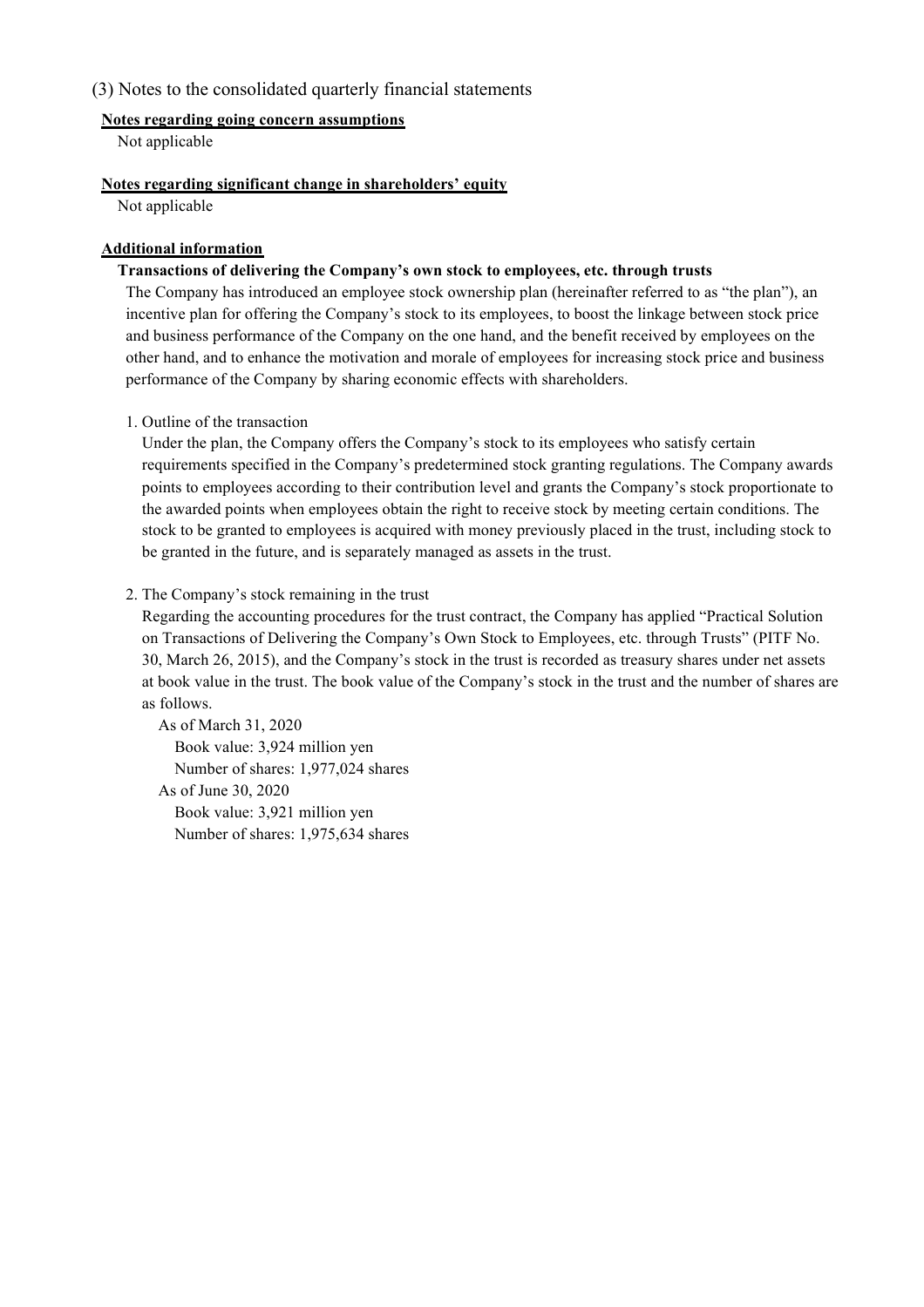## (3) Notes to the consolidated quarterly financial statements

**Notes regarding going concern assumptions**

Not applicable

**Notes regarding significant change in shareholders' equity**

Not applicable

**Additional information**

**Transactions of delivering the Company's own stock to employees, etc. through trusts**

The Company has introduced an employee stock ownership plan (hereinafter referred to as "the plan"), an incentive plan for offering the Company's stock to its employees, to boost the linkage between stock price and business performance of the Company on the one hand, and the benefit received by employees on the other hand, and to enhance the motivation and morale of employees for increasing stock price and business performance of the Company by sharing economic effects with shareholders.

1. Outline of the transaction

   Under the plan, the Company offers the Company's stock to its employees who satisfy certain requirements specified in the Company's predetermined stock granting regulations. The Company awards points to employees according to their contribution level and grants the Company's stock proportionate to the awarded points when employees obtain the right to receive stock by meeting certain conditions. The stock to be granted to employees is acquired with money previously placed in the trust, including stock to be granted in the future, and is separately managed as assets in the trust.

2. The Company's stock remaining in the trust

   Regarding the accounting procedures for the trust contract, the Company has applied "Practical Solution on Transactions of Delivering the Company's Own Stock to Employees, etc. through Trusts" (PITF No. 30, March 26, 2015), and the Company's stock in the trust is recorded as treasury shares under net assets at book value in the trust. The book value of the Company's stock in the trust and the number of shares are as follows.

   As of March 31, 2020
   Book value: 3,924 million yen
   Number of shares: 1,977,024 shares

   As of June 30, 2020
   Book value: 3,921 million yen
   Number of shares: 1,975,634 shares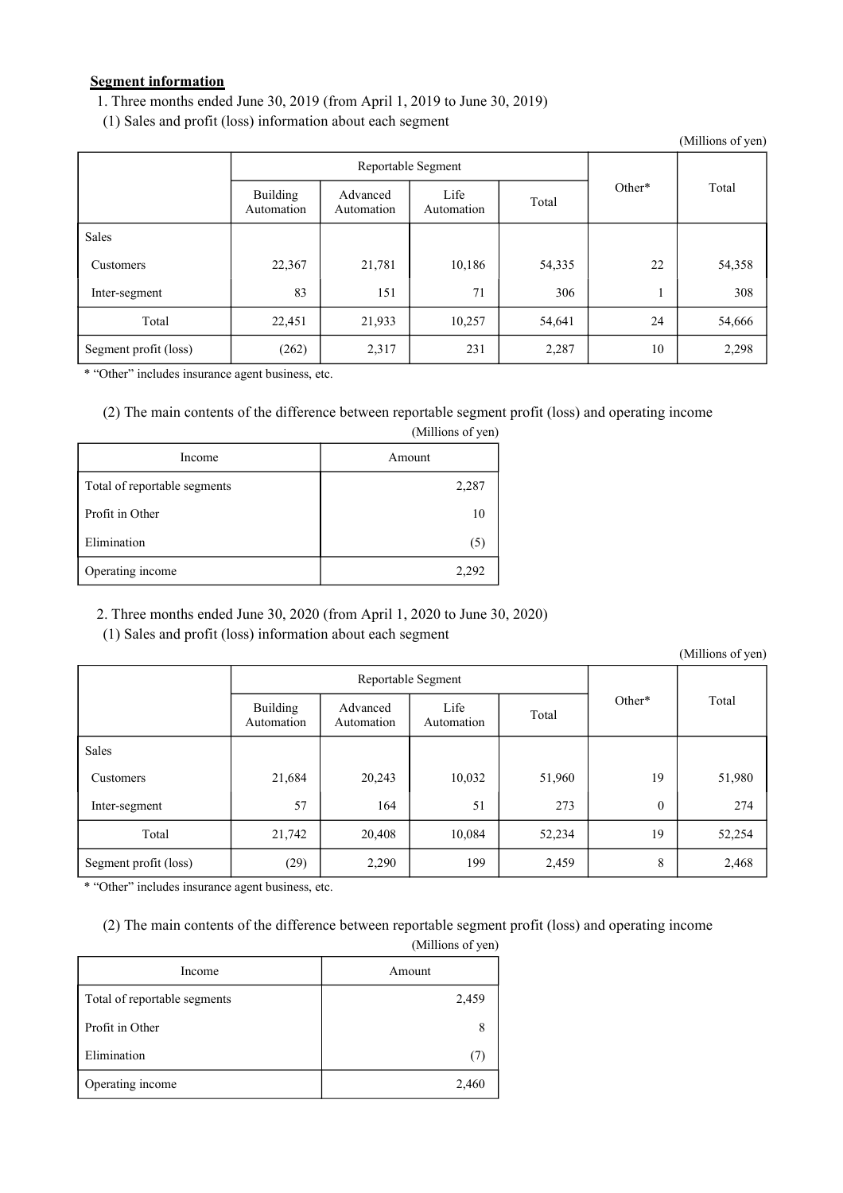**Segment information**

1. Three months ended June 30, 2019 (from April 1, 2019 to June 30, 2019)

(1) Sales and profit (loss) information about each segment

(Millions of yen)

| | Reportable Segment | | | | Other* | Total |
|---|---|---|---|---|---|---|
| | Building Automation | Advanced Automation | Life Automation | Total | | |
| Sales | | | | | | |
| Customers | 22,367 | 21,781 | 10,186 | 54,335 | 22 | 54,358 |
| Inter-segment | 83 | 151 | 71 | 306 | 1 | 308 |
| Total | 22,451 | 21,933 | 10,257 | 54,641 | 24 | 54,666 |
| Segment profit (loss) | (262) | 2,317 | 231 | 2,287 | 10 | 2,298 |

* "Other" includes insurance agent business, etc.

(2) The main contents of the difference between reportable segment profit (loss) and operating income

(Millions of yen)

| Income | Amount |
|---|---|
| Total of reportable segments | 2,287 |
| Profit in Other | 10 |
| Elimination | (5) |
| Operating income | 2,292 |

2. Three months ended June 30, 2020 (from April 1, 2020 to June 30, 2020)

(1) Sales and profit (loss) information about each segment

(Millions of yen)

| | Reportable Segment | | | | Other* | Total |
|---|---|---|---|---|---|---|
| | Building Automation | Advanced Automation | Life Automation | Total | | |
| Sales | | | | | | |
| Customers | 21,684 | 20,243 | 10,032 | 51,960 | 19 | 51,980 |
| Inter-segment | 57 | 164 | 51 | 273 | 0 | 274 |
| Total | 21,742 | 20,408 | 10,084 | 52,234 | 19 | 52,254 |
| Segment profit (loss) | (29) | 2,290 | 199 | 2,459 | 8 | 2,468 |

* "Other" includes insurance agent business, etc.

(2) The main contents of the difference between reportable segment profit (loss) and operating income

(Millions of yen)

| Income | Amount |
|---|---|
| Total of reportable segments | 2,459 |
| Profit in Other | 8 |
| Elimination | (7) |
| Operating income | 2,460 |